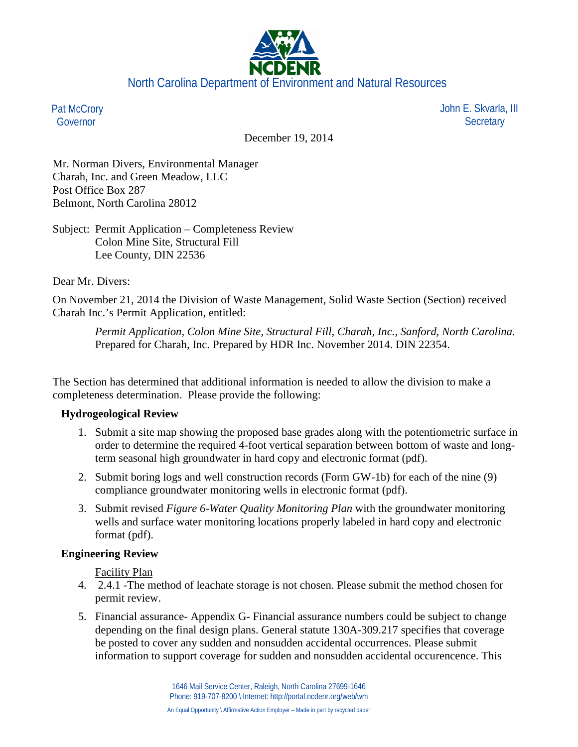North Carolina Department of Environment and Natural Resources

Pat McCrory
Governor

John E. Skvarla, III
Secretary

December 19, 2014

Mr. Norman Divers, Environmental Manager
Charah, Inc. and Green Meadow, LLC
Post Office Box 287
Belmont, North Carolina 28012

Subject: Permit Application – Completeness Review
Colon Mine Site, Structural Fill
Lee County, DIN 22536

Dear Mr. Divers:

On November 21, 2014 the Division of Waste Management, Solid Waste Section (Section) received Charah Inc.'s Permit Application, entitled:

> *Permit Application, Colon Mine Site, Structural Fill, Charah, Inc., Sanford, North Carolina.* Prepared for Charah, Inc. Prepared by HDR Inc. November 2014. DIN 22354.

The Section has determined that additional information is needed to allow the division to make a completeness determination. Please provide the following:

**Hydrogeological Review**

1. Submit a site map showing the proposed base grades along with the potentiometric surface in order to determine the required 4-foot vertical separation between bottom of waste and long-term seasonal high groundwater in hard copy and electronic format (pdf).
2. Submit boring logs and well construction records (Form GW-1b) for each of the nine (9) compliance groundwater monitoring wells in electronic format (pdf).
3. Submit revised *Figure 6-Water Quality Monitoring Plan* with the groundwater monitoring wells and surface water monitoring locations properly labeled in hard copy and electronic format (pdf).

**Engineering Review**

Facility Plan

4. 2.4.1 -The method of leachate storage is not chosen. Please submit the method chosen for permit review.
5. Financial assurance- Appendix G- Financial assurance numbers could be subject to change depending on the final design plans. General statute 130A-309.217 specifies that coverage be posted to cover any sudden and nonsudden accidental occurrences. Please submit information to support coverage for sudden and nonsudden accidental occurencence. This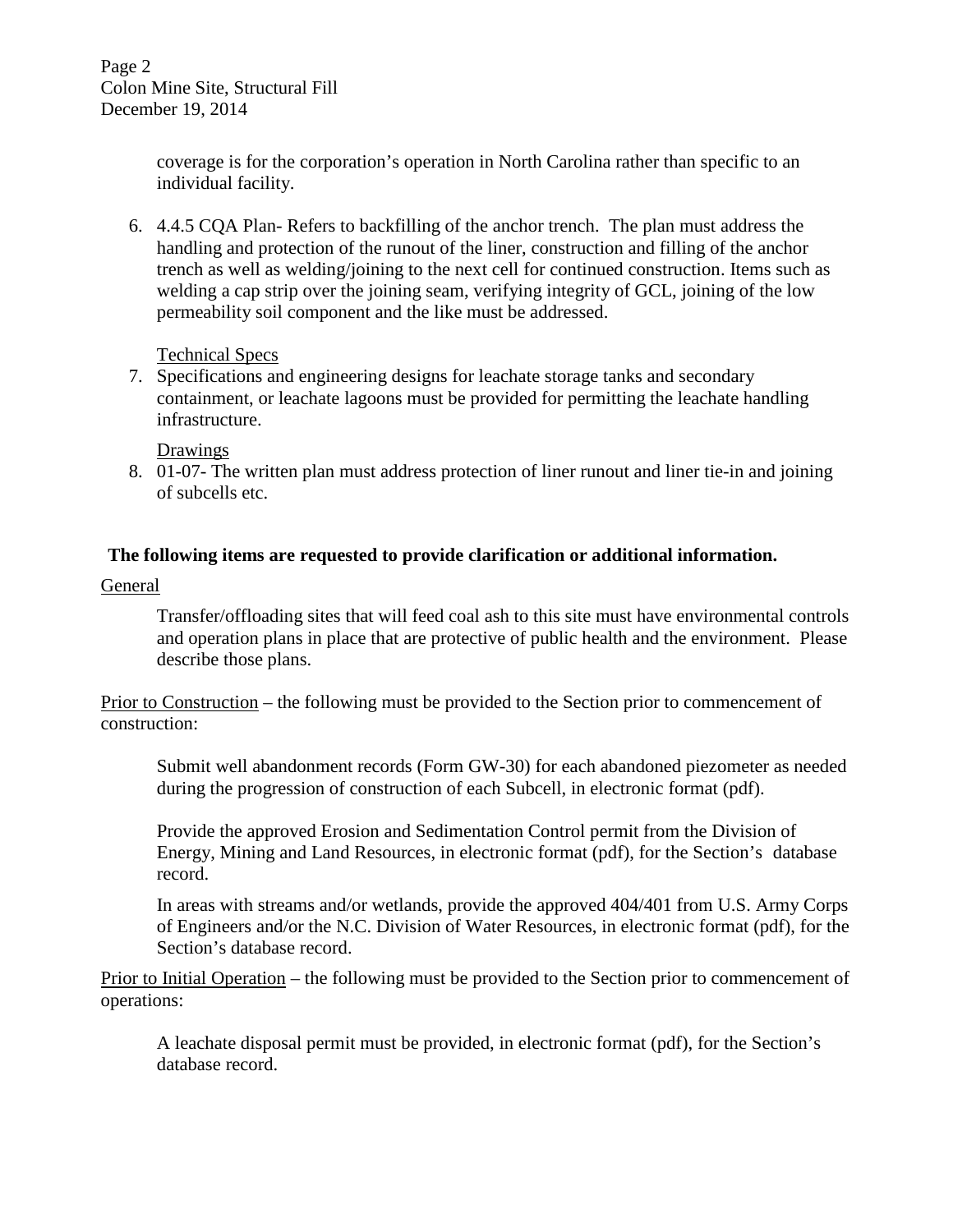coverage is for the corporation's operation in North Carolina rather than specific to an individual facility.

6. 4.4.5 CQA Plan- Refers to backfilling of the anchor trench. The plan must address the handling and protection of the runout of the liner, construction and filling of the anchor trench as well as welding/joining to the next cell for continued construction. Items such as welding a cap strip over the joining seam, verifying integrity of GCL, joining of the low permeability soil component and the like must be addressed.

   Technical Specs

7. Specifications and engineering designs for leachate storage tanks and secondary containment, or leachate lagoons must be provided for permitting the leachate handling infrastructure.

   Drawings

8. 01-07- The written plan must address protection of liner runout and liner tie-in and joining of subcells etc.

**The following items are requested to provide clarification or additional information.**

General

Transfer/offloading sites that will feed coal ash to this site must have environmental controls and operation plans in place that are protective of public health and the environment. Please describe those plans.

Prior to Construction – the following must be provided to the Section prior to commencement of construction:

Submit well abandonment records (Form GW-30) for each abandoned piezometer as needed during the progression of construction of each Subcell, in electronic format (pdf).

Provide the approved Erosion and Sedimentation Control permit from the Division of Energy, Mining and Land Resources, in electronic format (pdf), for the Section's database record.

In areas with streams and/or wetlands, provide the approved 404/401 from U.S. Army Corps of Engineers and/or the N.C. Division of Water Resources, in electronic format (pdf), for the Section's database record.

Prior to Initial Operation – the following must be provided to the Section prior to commencement of operations:

A leachate disposal permit must be provided, in electronic format (pdf), for the Section's database record.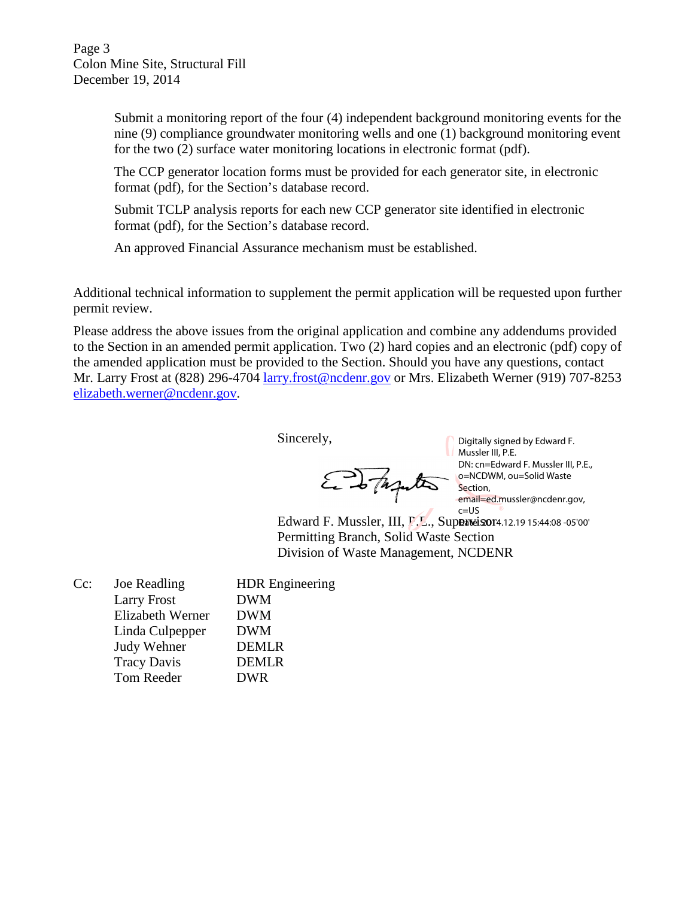Submit a monitoring report of the four (4) independent background monitoring events for the nine (9) compliance groundwater monitoring wells and one (1) background monitoring event for the two (2) surface water monitoring locations in electronic format (pdf).

The CCP generator location forms must be provided for each generator site, in electronic format (pdf), for the Section's database record.

Submit TCLP analysis reports for each new CCP generator site identified in electronic format (pdf), for the Section's database record.

An approved Financial Assurance mechanism must be established.

Additional technical information to supplement the permit application will be requested upon further permit review.

Please address the above issues from the original application and combine any addendums provided to the Section in an amended permit application. Two (2) hard copies and an electronic (pdf) copy of the amended application must be provided to the Section. Should you have any questions, contact Mr. Larry Frost at (828) 296-4704 larry.frost@ncdenr.gov or Mrs. Elizabeth Werner (919) 707-8253 elizabeth.werner@ncdenr.gov.

Sincerely,

Digitally signed by Edward F. Mussler III, P.E.
DN: cn=Edward F. Mussler III, P.E., o=NCDWM, ou=Solid Waste Section, email=ed.mussler@ncdenr.gov, c=US
Date: 2014.12.19 15:44:08 -05'00'

Edward F. Mussler, III, P.E., Supervisor
Permitting Branch, Solid Waste Section
Division of Waste Management, NCDENR

| | | |
|---|---|---|
| Cc: | Joe Readling | HDR Engineering |
| | Larry Frost | DWM |
| | Elizabeth Werner | DWM |
| | Linda Culpepper | DWM |
| | Judy Wehner | DEMLR |
| | Tracy Davis | DEMLR |
| | Tom Reeder | DWR |